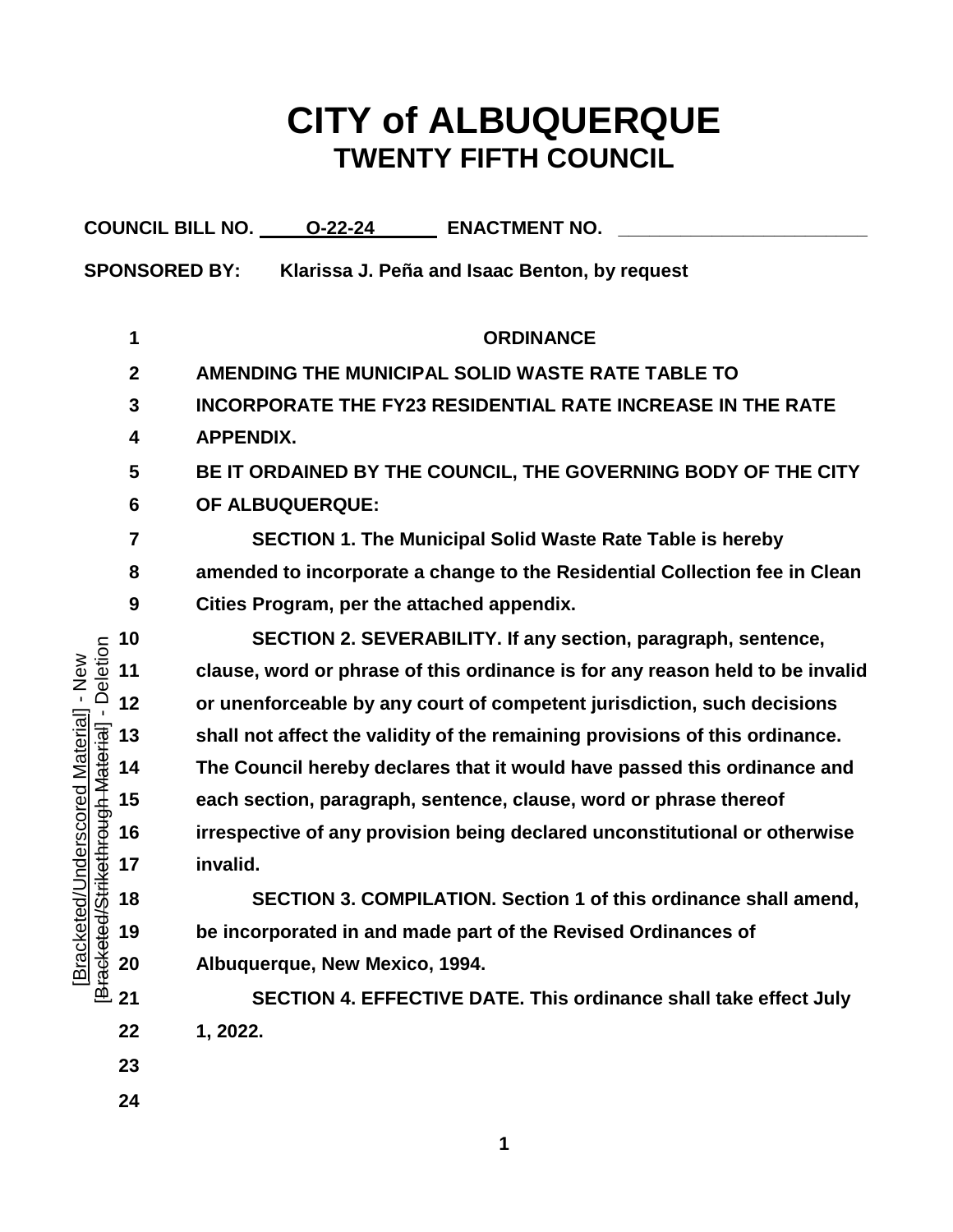# CITY of ALBUQUERQUE

## TWENTY FIFTH COUNCIL

**COUNCIL BILL NO.** O-22-24 **ENACTMENT NO.** ________________________

**SPONSORED BY:** Klarissa J. Peña and Isaac Benton, by request

[Bracketed/Underscored Material] - New
[Bracketed/Strikethrough Material] - Deletion

**ORDINANCE**

**AMENDING THE MUNICIPAL SOLID WASTE RATE TABLE TO INCORPORATE THE FY23 RESIDENTIAL RATE INCREASE IN THE RATE APPENDIX.**

**BE IT ORDAINED BY THE COUNCIL, THE GOVERNING BODY OF THE CITY OF ALBUQUERQUE:**

**SECTION 1. The Municipal Solid Waste Rate Table is hereby amended to incorporate a change to the Residential Collection fee in Clean Cities Program, per the attached appendix.**

**SECTION 2. SEVERABILITY. If any section, paragraph, sentence, clause, word or phrase of this ordinance is for any reason held to be invalid or unenforceable by any court of competent jurisdiction, such decisions shall not affect the validity of the remaining provisions of this ordinance. The Council hereby declares that it would have passed this ordinance and each section, paragraph, sentence, clause, word or phrase thereof irrespective of any provision being declared unconstitutional or otherwise invalid.**

**SECTION 3. COMPILATION. Section 1 of this ordinance shall amend, be incorporated in and made part of the Revised Ordinances of Albuquerque, New Mexico, 1994.**

**SECTION 4. EFFECTIVE DATE. This ordinance shall take effect July 1, 2022.**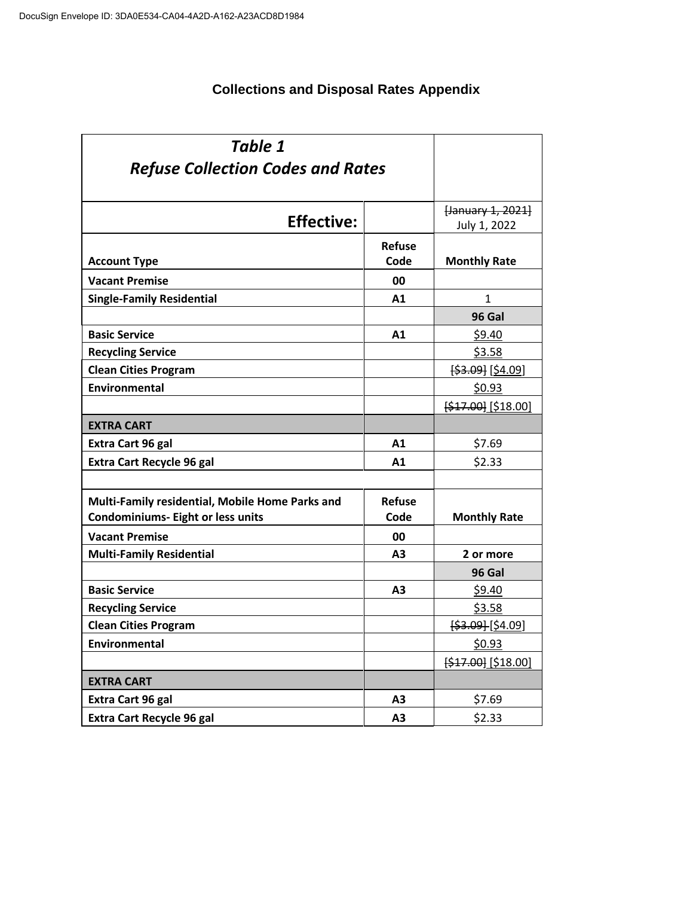# Collections and Disposal Rates Appendix

| *Table 1* *Refuse Collection Codes and Rates* | | |
|---|---|---|
| **Effective:** | | ~~[January 1, 2021]~~ July 1, 2022 |
| **Account Type** | **Refuse Code** | **Monthly Rate** |
| **Vacant Premise** | **00** | |
| **Single-Family Residential** | **A1** | 1 |
| | | **96 Gal** |
| **Basic Service** | **A1** | <u>$9.40</u> |
| **Recycling Service** | | <u>$3.58</u> |
| **Clean Cities Program** | | ~~[$3.09]~~ [<u>$4.09</u>] |
| **Environmental** | | <u>$0.93</u> |
| | | ~~[$17.00]~~ [$18.00] |
| **EXTRA CART** | | |
| **Extra Cart 96 gal** | **A1** | $7.69 |
| **Extra Cart Recycle 96 gal** | **A1** | $2.33 |
| | | |
| **Multi-Family residential, Mobile Home Parks and Condominiums- Eight or less units** | **Refuse Code** | **Monthly Rate** |
| **Vacant Premise** | **00** | |
| **Multi-Family Residential** | **A3** | **2 or more** |
| | | **96 Gal** |
| **Basic Service** | **A3** | <u>$9.40</u> |
| **Recycling Service** | | <u>$3.58</u> |
| **Clean Cities Program** | | ~~[$3.09]~~ [$4.09] |
| **Environmental** | | <u>$0.93</u> |
| | | ~~[$17.00]~~ [$18.00] |
| **EXTRA CART** | | |
| **Extra Cart 96 gal** | **A3** | $7.69 |
| **Extra Cart Recycle 96 gal** | **A3** | $2.33 |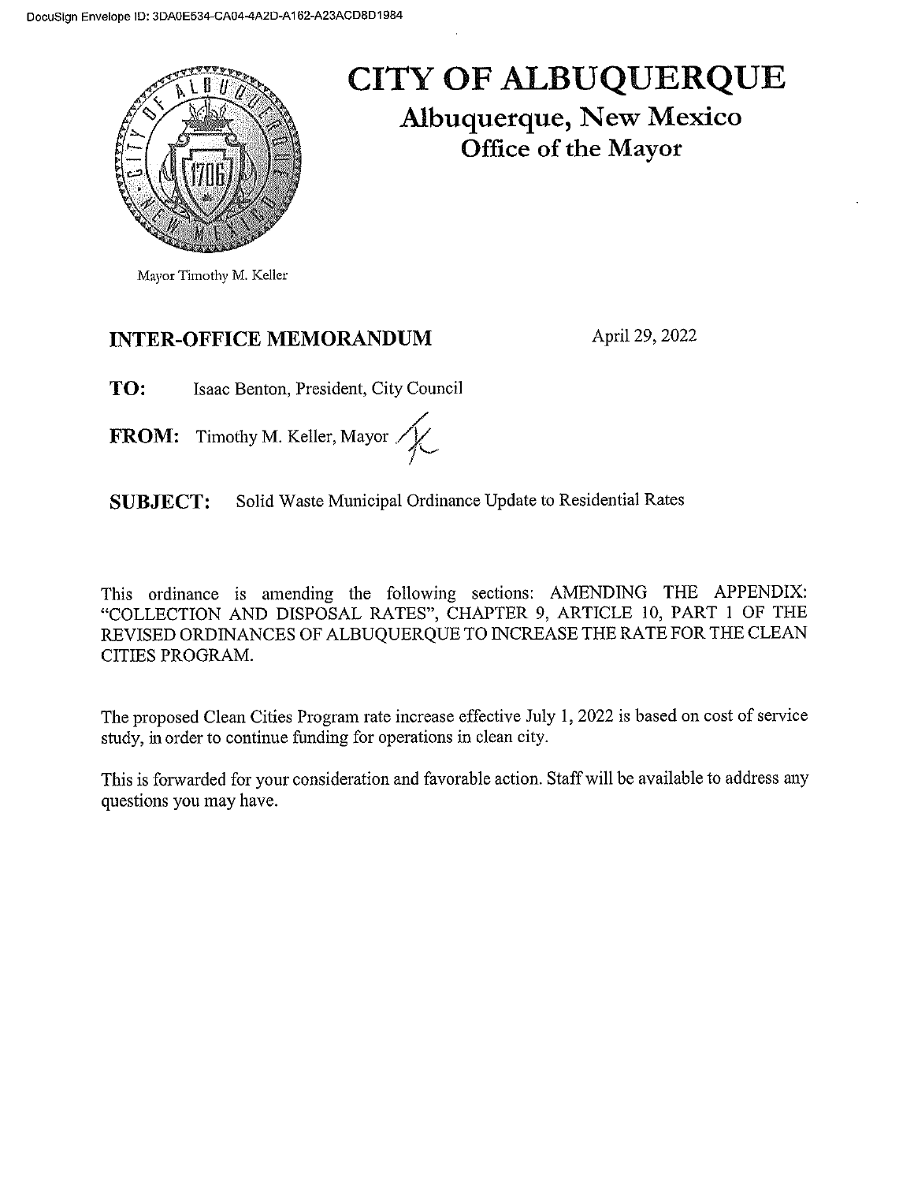DocuSign Envelope ID: 3DA0E534-CA04-4A2D-A162-A23ACD8D1984

# CITY OF ALBUQUERQUE

## Albuquerque, New Mexico

### Office of the Mayor

Mayor Timothy M. Keller

## INTER-OFFICE MEMORANDUM

April 29, 2022

**TO:** Isaac Benton, President, City Council

**FROM:** Timothy M. Keller, Mayor

**SUBJECT:** Solid Waste Municipal Ordinance Update to Residential Rates

This ordinance is amending the following sections: AMENDING THE APPENDIX: "COLLECTION AND DISPOSAL RATES", CHAPTER 9, ARTICLE 10, PART 1 OF THE REVISED ORDINANCES OF ALBUQUERQUE TO INCREASE THE RATE FOR THE CLEAN CITIES PROGRAM.

The proposed Clean Cities Program rate increase effective July 1, 2022 is based on cost of service study, in order to continue funding for operations in clean city.

This is forwarded for your consideration and favorable action. Staff will be available to address any questions you may have.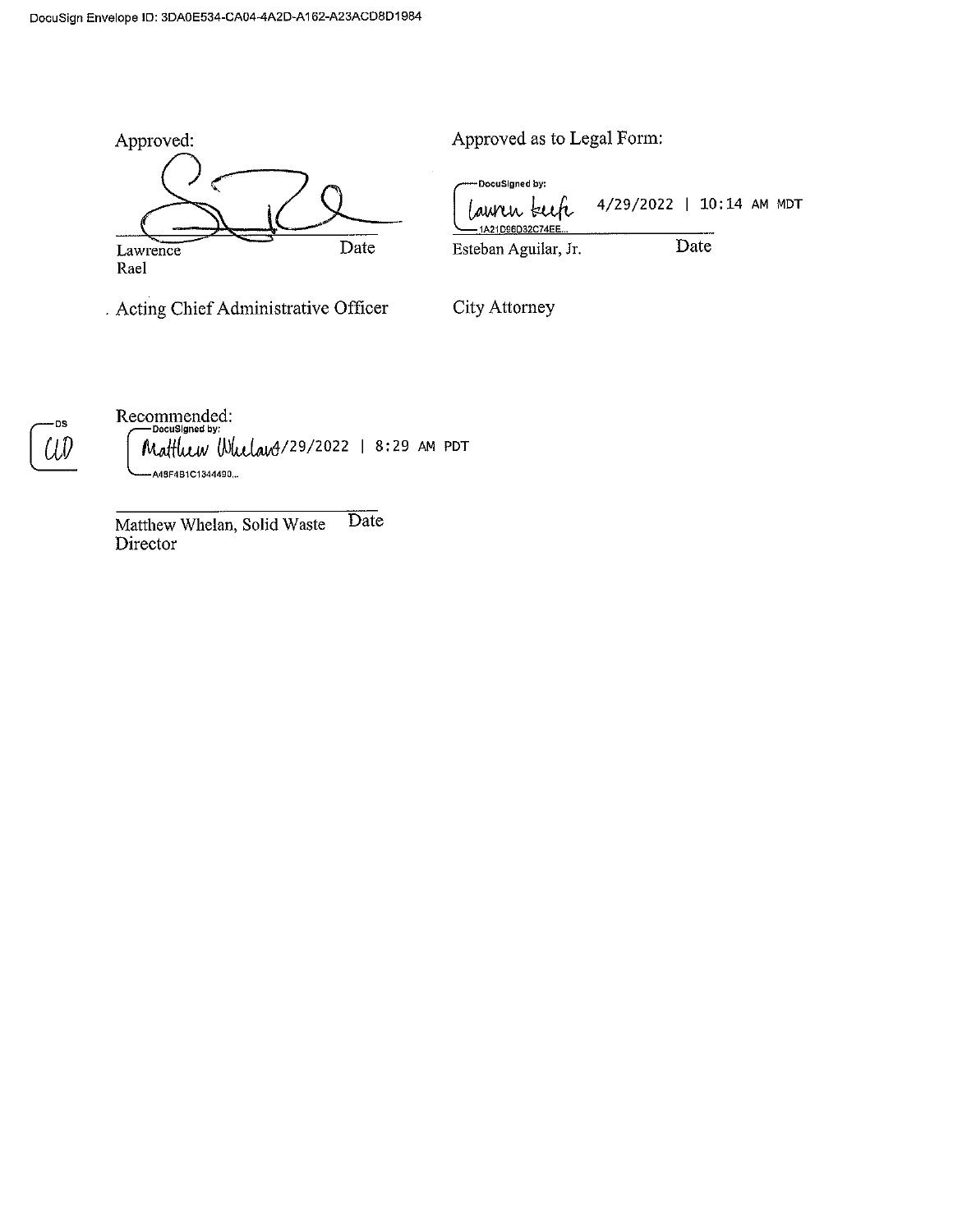DocuSign Envelope ID: 3DA0E534-CA04-4A2D-A162-A23ACD8D1984

Approved:

Lawrence Rael — Date

Acting Chief Administrative Officer

Approved as to Legal Form:

DocuSigned by: Lauren Keefe 4/29/2022 | 10:14 AM MDT
1A21D96D32C74EE...

Esteban Aguilar, Jr. — Date

City Attorney

DS CLD

Recommended:

DocuSigned by: Matthew Whelan 4/29/2022 | 8:29 AM PDT
A48F481C1344490...

Matthew Whelan, Solid Waste Director — Date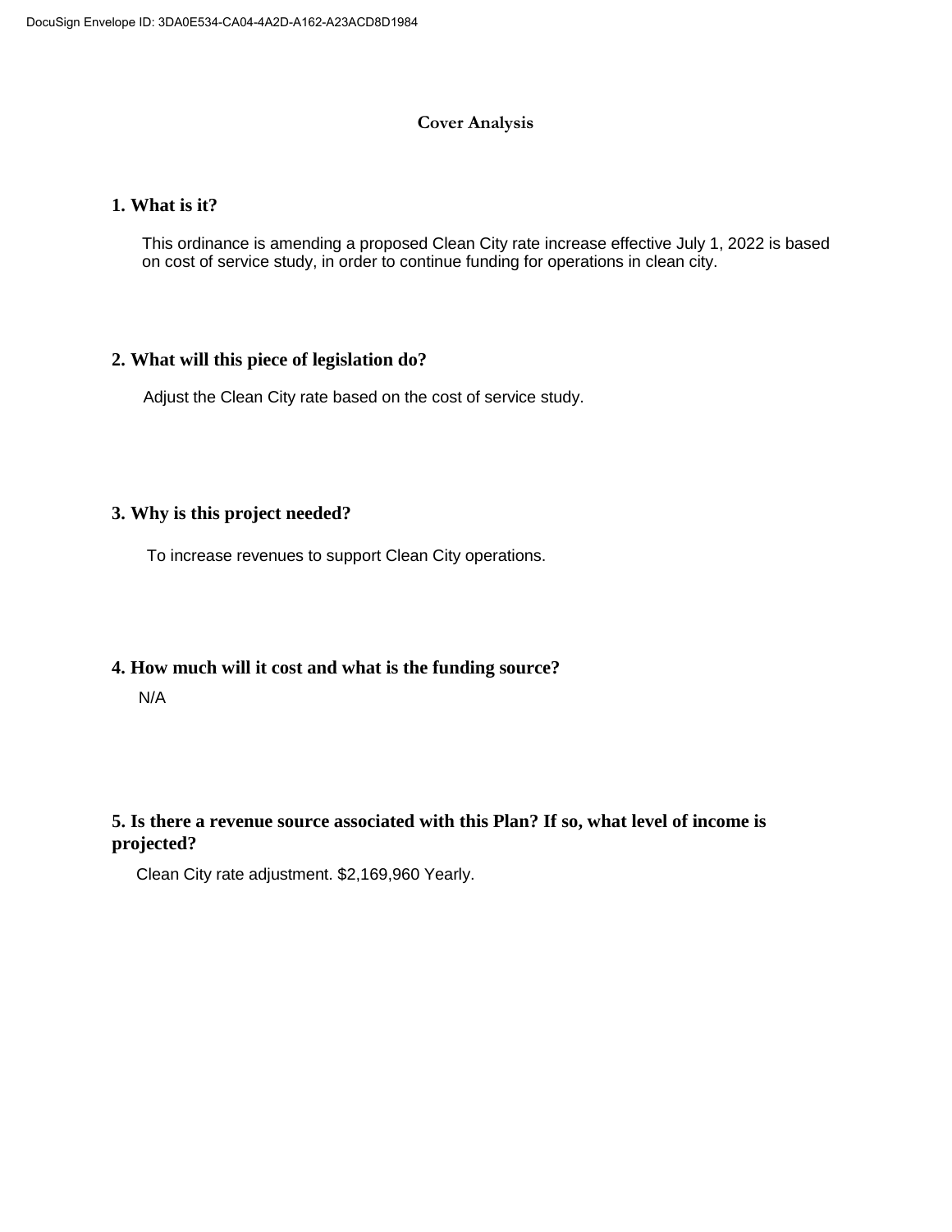# Cover Analysis

## 1. What is it?

This ordinance is amending a proposed Clean City rate increase effective July 1, 2022 is based on cost of service study, in order to continue funding for operations in clean city.

## 2. What will this piece of legislation do?

Adjust the Clean City rate based on the cost of service study.

## 3. Why is this project needed?

To increase revenues to support Clean City operations.

## 4. How much will it cost and what is the funding source?

N/A

## 5. Is there a revenue source associated with this Plan? If so, what level of income is projected?

Clean City rate adjustment. $2,169,960 Yearly.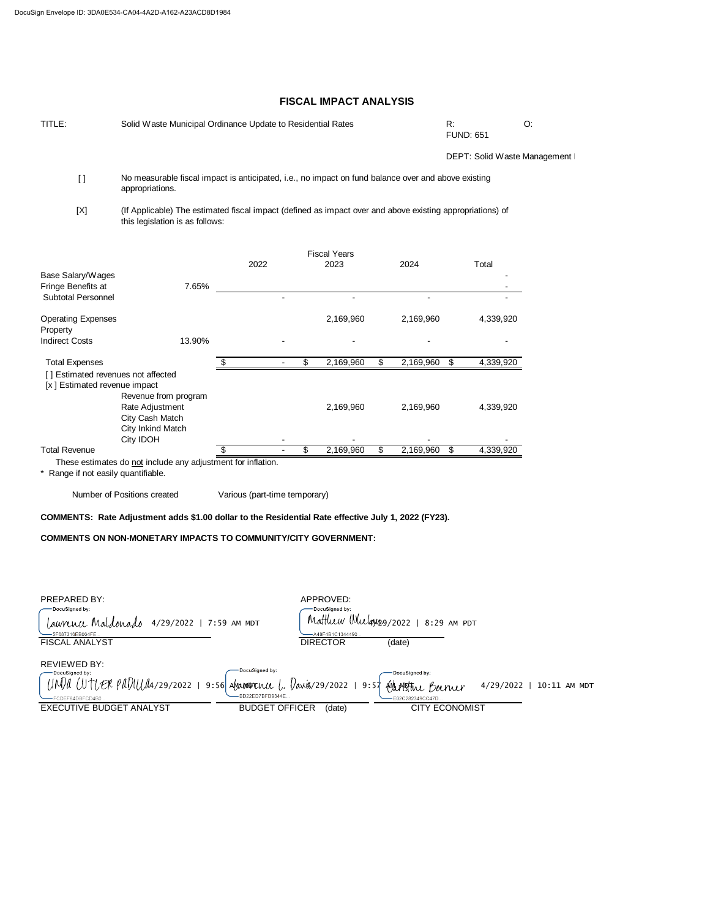DocuSign Envelope ID: 3DA0E534-CA04-4A2D-A162-A23ACD8D1984

# FISCAL IMPACT ANALYSIS

TITLE: Solid Waste Municipal Ordinance Update to Residential Rates

R: O:

FUND: 651

DEPT: Solid Waste Management I

[ ] No measurable fiscal impact is anticipated, i.e., no impact on fund balance over and above existing appropriations.

[X] (If Applicable) The estimated fiscal impact (defined as impact over and above existing appropriations) of this legislation is as follows:

| | | Fiscal Years 2022 | 2023 | 2024 | Total |
|---|---|---|---|---|---|
| Base Salary/Wages | | | | | - |
| Fringe Benefits at | 7.65% | | | | - |
| Subtotal Personnel | | - | - | - | - |
| Operating Expenses | | | 2,169,960 | 2,169,960 | 4,339,920 |
| Property | | | | | |
| Indirect Costs | 13.90% | - | - | - | - |
| Total Expenses | | $ - | $ 2,169,960 | $ 2,169,960 | $ 4,339,920 |
| [ ] Estimated revenues not affected | | | | | |
| [x ] Estimated revenue impact | | | | | |
| | Revenue from program | | | | |
| | Rate Adjustment | | 2,169,960 | 2,169,960 | 4,339,920 |
| | City Cash Match | | | | |
| | City Inkind Match | | | | |
| | City IDOH | - | - | - | - |
| Total Revenue | | $ - | $ 2,169,960 | $ 2,169,960 | $ 4,339,920 |

These estimates do not include any adjustment for inflation.

* Range if not easily quantifiable.

Number of Positions created Various (part-time temporary)

**COMMENTS: Rate Adjustment adds $1.00 dollar to the Residential Rate effective July 1, 2022 (FY23).**

**COMMENTS ON NON-MONETARY IMPACTS TO COMMUNITY/CITY GOVERNMENT:**

PREPARED BY:

DocuSigned by: Lawrence Maldonado 4/29/2022 | 7:59 AM MDT
5F687318EB064FE...
FISCAL ANALYST

APPROVED:

DocuSigned by: Matthew Whelan 4/29/2022 | 8:29 AM PDT
A48F4B1C1344490...
DIRECTOR (date)

REVIEWED BY:

DocuSigned by: LINDA CUTLER PADILLA 4/29/2022 | 9:56 AM MDT
FCDEF84DBFCD4B3...
EXECUTIVE BUDGET ANALYST

DocuSigned by: Lawrence L. Davis 4/29/2022 | 9:57 AM MDT
BD22ED7BFD9344E...
BUDGET OFFICER (date)

DocuSigned by: Christine Boerner 4/29/2022 | 10:11 AM MDT
E02C282349CC47D...
CITY ECONOMIST